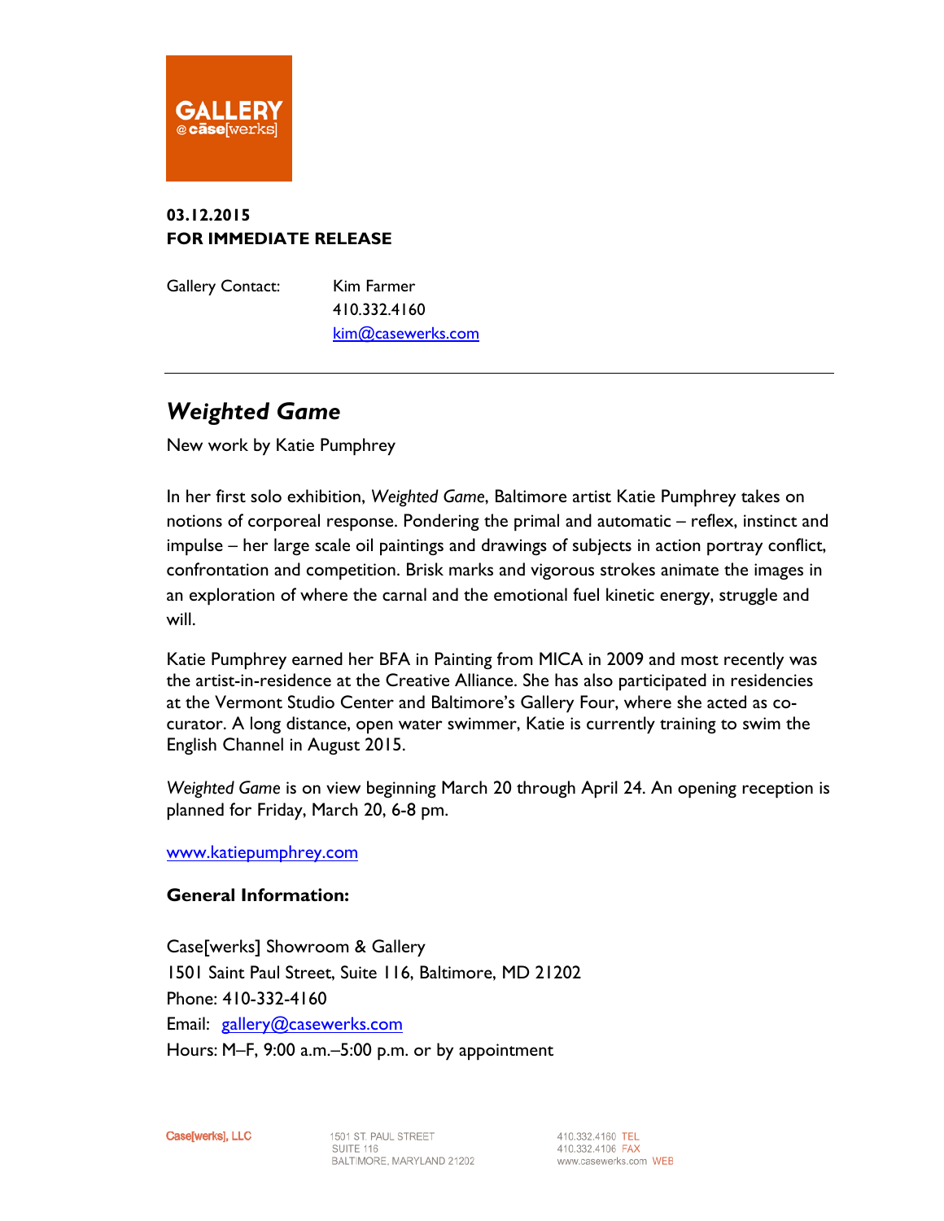GALLERY @ case[werks]

**03.12.2015**
**FOR IMMEDIATE RELEASE**

Gallery Contact: Kim Farmer
410.332.4160
kim@casewerks.com

---

# *Weighted Game*

New work by Katie Pumphrey

In her first solo exhibition, *Weighted Game*, Baltimore artist Katie Pumphrey takes on notions of corporeal response. Pondering the primal and automatic – reflex, instinct and impulse – her large scale oil paintings and drawings of subjects in action portray conflict, confrontation and competition. Brisk marks and vigorous strokes animate the images in an exploration of where the carnal and the emotional fuel kinetic energy, struggle and will.

Katie Pumphrey earned her BFA in Painting from MICA in 2009 and most recently was the artist-in-residence at the Creative Alliance. She has also participated in residencies at the Vermont Studio Center and Baltimore's Gallery Four, where she acted as co-curator. A long distance, open water swimmer, Katie is currently training to swim the English Channel in August 2015.

*Weighted Game* is on view beginning March 20 through April 24. An opening reception is planned for Friday, March 20, 6-8 pm.

www.katiepumphrey.com

**General Information:**

Case[werks] Showroom & Gallery
1501 Saint Paul Street, Suite 116, Baltimore, MD 21202
Phone: 410-332-4160
Email: gallery@casewerks.com
Hours: M–F, 9:00 a.m.–5:00 p.m. or by appointment

Case[werks], LLC
1501 ST. PAUL STREET
SUITE 116
BALTIMORE, MARYLAND 21202

410.332.4160 TEL
410.332.4106 FAX
www.casewerks.com WEB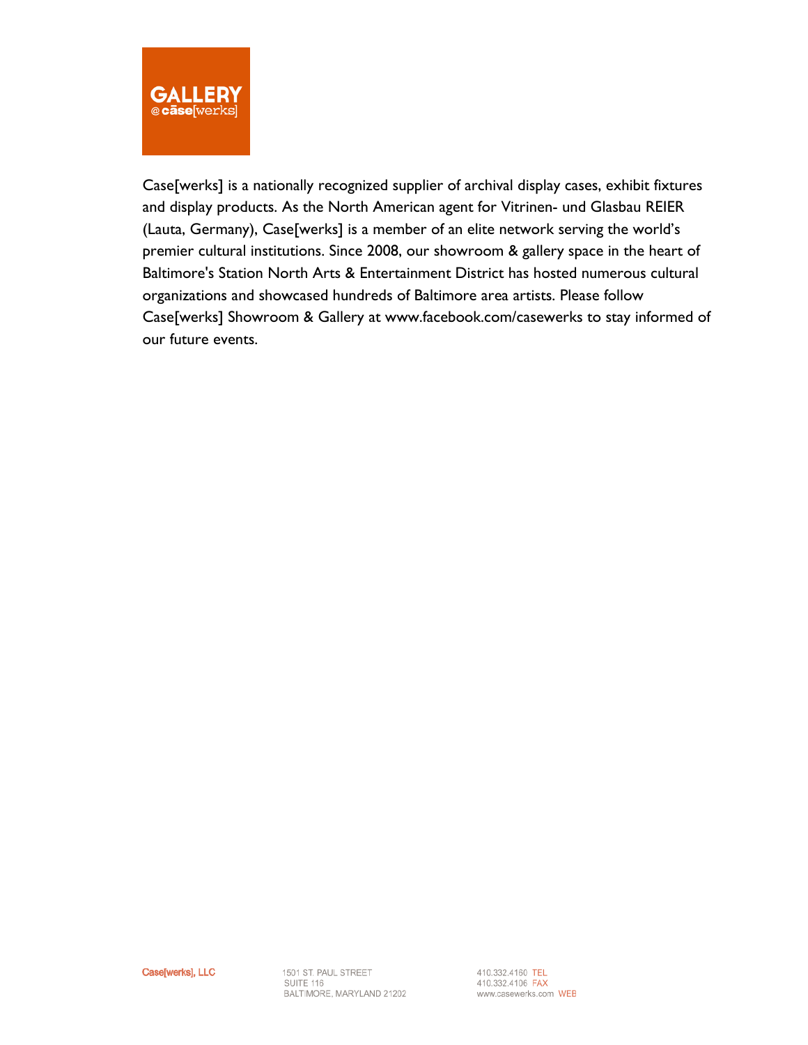GALLERY
@ cāse[werks]

Case[werks] is a nationally recognized supplier of archival display cases, exhibit fixtures and display products. As the North American agent for Vitrinen- und Glasbau REIER (Lauta, Germany), Case[werks] is a member of an elite network serving the world's premier cultural institutions. Since 2008, our showroom & gallery space in the heart of Baltimore's Station North Arts & Entertainment District has hosted numerous cultural organizations and showcased hundreds of Baltimore area artists. Please follow Case[werks] Showroom & Gallery at www.facebook.com/casewerks to stay informed of our future events.

Case[werks], LLC

1501 ST. PAUL STREET
SUITE 116
BALTIMORE, MARYLAND 21202

410.332.4160 TEL
410.332.4106 FAX
www.casewerks.com WEB